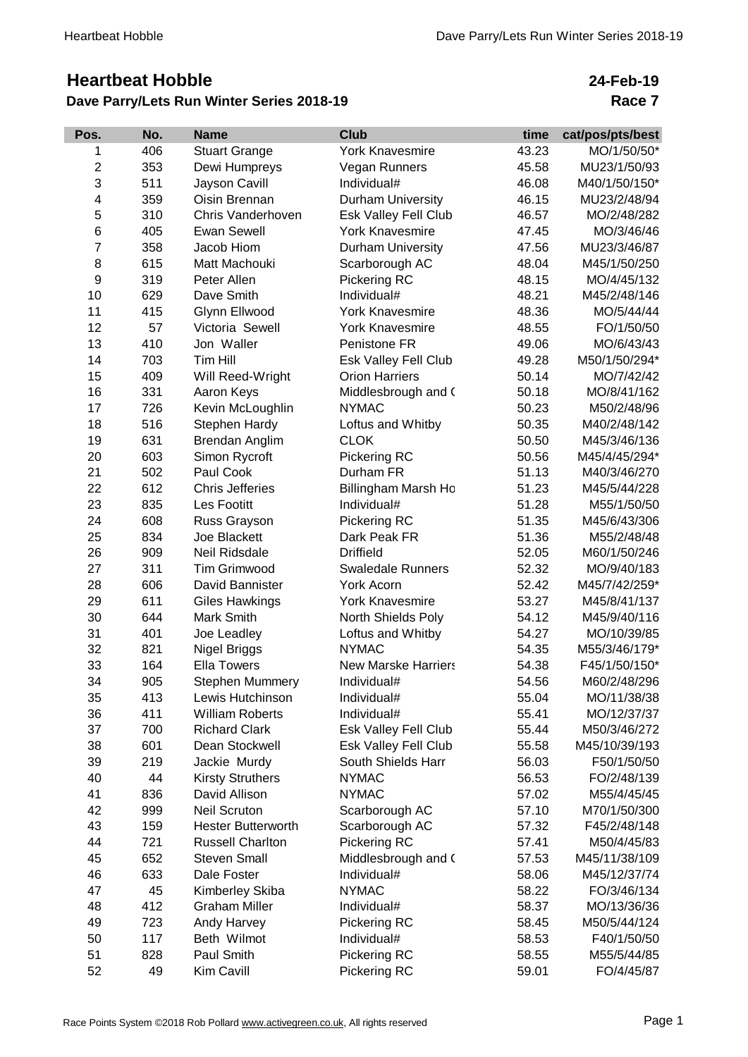# Heartbeat Hobble

**24-Feb-19**

## Dave Parry/Lets Run Winter Series 2018-19

**Race 7**

| Pos. | No. | Name | Club | time | cat/pos/pts/best |
|---|---|---|---|---|---|
| 1 | 406 | Stuart Grange | York Knavesmire | 43.23 | MO/1/50/50* |
| 2 | 353 | Dewi Humpreys | Vegan Runners | 45.58 | MU23/1/50/93 |
| 3 | 511 | Jayson Cavill | Individual# | 46.08 | M40/1/50/150* |
| 4 | 359 | Oisin Brennan | Durham University | 46.15 | MU23/2/48/94 |
| 5 | 310 | Chris Vanderhoven | Esk Valley Fell Club | 46.57 | MO/2/48/282 |
| 6 | 405 | Ewan Sewell | York Knavesmire | 47.45 | MO/3/46/46 |
| 7 | 358 | Jacob Hiom | Durham University | 47.56 | MU23/3/46/87 |
| 8 | 615 | Matt Machouki | Scarborough AC | 48.04 | M45/1/50/250 |
| 9 | 319 | Peter Allen | Pickering RC | 48.15 | MO/4/45/132 |
| 10 | 629 | Dave Smith | Individual# | 48.21 | M45/2/48/146 |
| 11 | 415 | Glynn Ellwood | York Knavesmire | 48.36 | MO/5/44/44 |
| 12 | 57 | Victoria Sewell | York Knavesmire | 48.55 | FO/1/50/50 |
| 13 | 410 | Jon Waller | Penistone FR | 49.06 | MO/6/43/43 |
| 14 | 703 | Tim Hill | Esk Valley Fell Club | 49.28 | M50/1/50/294* |
| 15 | 409 | Will Reed-Wright | Orion Harriers | 50.14 | MO/7/42/42 |
| 16 | 331 | Aaron Keys | Middlesbrough and ( | 50.18 | MO/8/41/162 |
| 17 | 726 | Kevin McLoughlin | NYMAC | 50.23 | M50/2/48/96 |
| 18 | 516 | Stephen Hardy | Loftus and Whitby | 50.35 | M40/2/48/142 |
| 19 | 631 | Brendan Anglim | CLOK | 50.50 | M45/3/46/136 |
| 20 | 603 | Simon Rycroft | Pickering RC | 50.56 | M45/4/45/294* |
| 21 | 502 | Paul Cook | Durham FR | 51.13 | M40/3/46/270 |
| 22 | 612 | Chris Jefferies | Billingham Marsh Ho | 51.23 | M45/5/44/228 |
| 23 | 835 | Les Footitt | Individual# | 51.28 | M55/1/50/50 |
| 24 | 608 | Russ Grayson | Pickering RC | 51.35 | M45/6/43/306 |
| 25 | 834 | Joe Blackett | Dark Peak FR | 51.36 | M55/2/48/48 |
| 26 | 909 | Neil Ridsdale | Driffield | 52.05 | M60/1/50/246 |
| 27 | 311 | Tim Grimwood | Swaledale Runners | 52.32 | MO/9/40/183 |
| 28 | 606 | David Bannister | York Acorn | 52.42 | M45/7/42/259* |
| 29 | 611 | Giles Hawkings | York Knavesmire | 53.27 | M45/8/41/137 |
| 30 | 644 | Mark Smith | North Shields Poly | 54.12 | M45/9/40/116 |
| 31 | 401 | Joe Leadley | Loftus and Whitby | 54.27 | MO/10/39/85 |
| 32 | 821 | Nigel Briggs | NYMAC | 54.35 | M55/3/46/179* |
| 33 | 164 | Ella Towers | New Marske Harriers | 54.38 | F45/1/50/150* |
| 34 | 905 | Stephen Mummery | Individual# | 54.56 | M60/2/48/296 |
| 35 | 413 | Lewis Hutchinson | Individual# | 55.04 | MO/11/38/38 |
| 36 | 411 | William Roberts | Individual# | 55.41 | MO/12/37/37 |
| 37 | 700 | Richard Clark | Esk Valley Fell Club | 55.44 | M50/3/46/272 |
| 38 | 601 | Dean Stockwell | Esk Valley Fell Club | 55.58 | M45/10/39/193 |
| 39 | 219 | Jackie Murdy | South Shields Harr | 56.03 | F50/1/50/50 |
| 40 | 44 | Kirsty Struthers | NYMAC | 56.53 | FO/2/48/139 |
| 41 | 836 | David Allison | NYMAC | 57.02 | M55/4/45/45 |
| 42 | 999 | Neil Scruton | Scarborough AC | 57.10 | M70/1/50/300 |
| 43 | 159 | Hester Butterworth | Scarborough AC | 57.32 | F45/2/48/148 |
| 44 | 721 | Russell Charlton | Pickering RC | 57.41 | M50/4/45/83 |
| 45 | 652 | Steven Small | Middlesbrough and ( | 57.53 | M45/11/38/109 |
| 46 | 633 | Dale Foster | Individual# | 58.06 | M45/12/37/74 |
| 47 | 45 | Kimberley Skiba | NYMAC | 58.22 | FO/3/46/134 |
| 48 | 412 | Graham Miller | Individual# | 58.37 | MO/13/36/36 |
| 49 | 723 | Andy Harvey | Pickering RC | 58.45 | M50/5/44/124 |
| 50 | 117 | Beth Wilmot | Individual# | 58.53 | F40/1/50/50 |
| 51 | 828 | Paul Smith | Pickering RC | 58.55 | M55/5/44/85 |
| 52 | 49 | Kim Cavill | Pickering RC | 59.01 | FO/4/45/87 |

Race Points System ©2018 Rob Pollard www.activegreen.co.uk, All rights reserved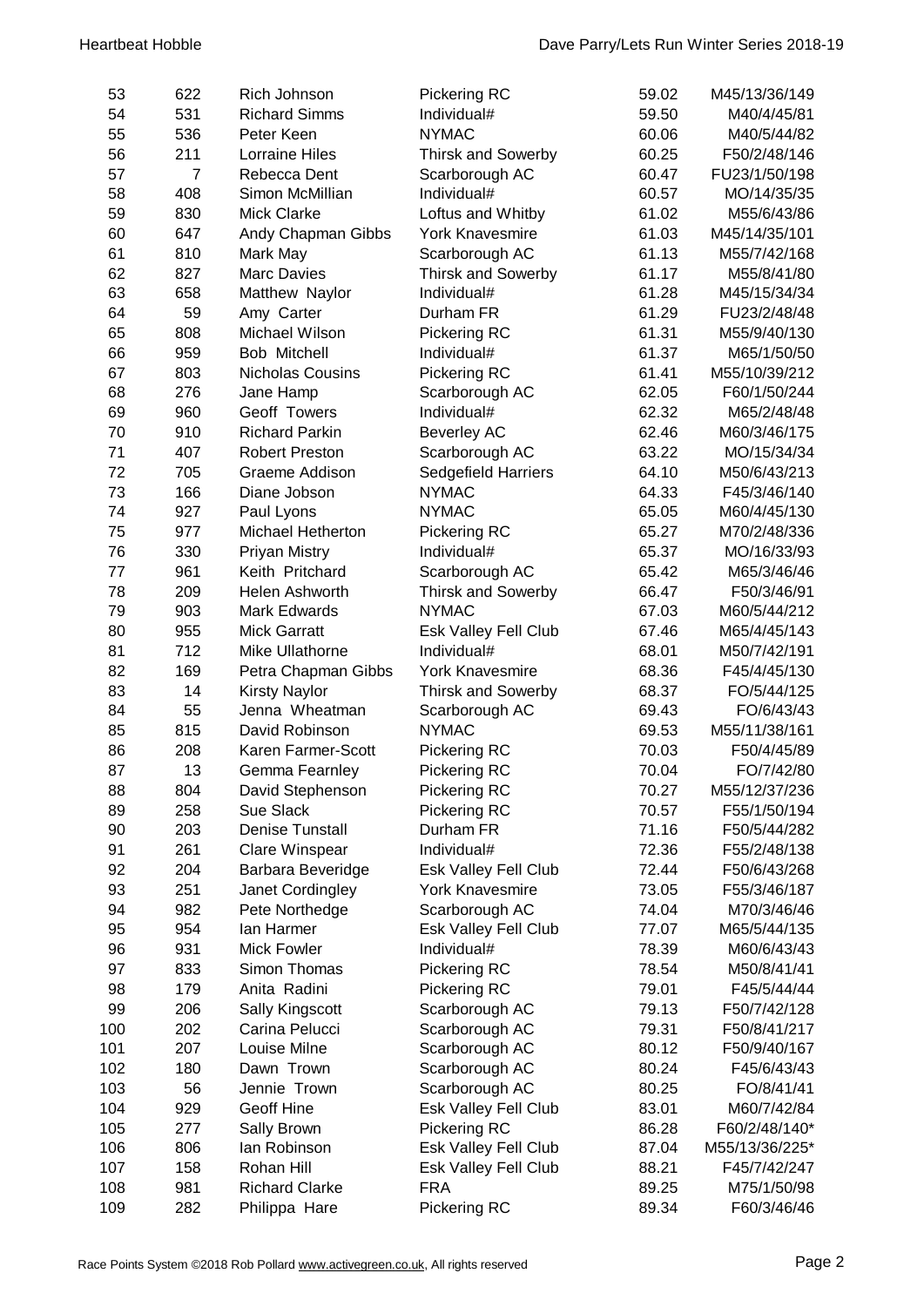| | | | | | |
|---|---|---|---|---|---|
| 53 | 622 | Rich Johnson | Pickering RC | 59.02 | M45/13/36/149 |
| 54 | 531 | Richard Simms | Individual# | 59.50 | M40/4/45/81 |
| 55 | 536 | Peter Keen | NYMAC | 60.06 | M40/5/44/82 |
| 56 | 211 | Lorraine Hiles | Thirsk and Sowerby | 60.25 | F50/2/48/146 |
| 57 | 7 | Rebecca Dent | Scarborough AC | 60.47 | FU23/1/50/198 |
| 58 | 408 | Simon McMillian | Individual# | 60.57 | MO/14/35/35 |
| 59 | 830 | Mick Clarke | Loftus and Whitby | 61.02 | M55/6/43/86 |
| 60 | 647 | Andy Chapman Gibbs | York Knavesmire | 61.03 | M45/14/35/101 |
| 61 | 810 | Mark May | Scarborough AC | 61.13 | M55/7/42/168 |
| 62 | 827 | Marc Davies | Thirsk and Sowerby | 61.17 | M55/8/41/80 |
| 63 | 658 | Matthew Naylor | Individual# | 61.28 | M45/15/34/34 |
| 64 | 59 | Amy Carter | Durham FR | 61.29 | FU23/2/48/48 |
| 65 | 808 | Michael Wilson | Pickering RC | 61.31 | M55/9/40/130 |
| 66 | 959 | Bob Mitchell | Individual# | 61.37 | M65/1/50/50 |
| 67 | 803 | Nicholas Cousins | Pickering RC | 61.41 | M55/10/39/212 |
| 68 | 276 | Jane Hamp | Scarborough AC | 62.05 | F60/1/50/244 |
| 69 | 960 | Geoff Towers | Individual# | 62.32 | M65/2/48/48 |
| 70 | 910 | Richard Parkin | Beverley AC | 62.46 | M60/3/46/175 |
| 71 | 407 | Robert Preston | Scarborough AC | 63.22 | MO/15/34/34 |
| 72 | 705 | Graeme Addison | Sedgefield Harriers | 64.10 | M50/6/43/213 |
| 73 | 166 | Diane Jobson | NYMAC | 64.33 | F45/3/46/140 |
| 74 | 927 | Paul Lyons | NYMAC | 65.05 | M60/4/45/130 |
| 75 | 977 | Michael Hetherton | Pickering RC | 65.27 | M70/2/48/336 |
| 76 | 330 | Priyan Mistry | Individual# | 65.37 | MO/16/33/93 |
| 77 | 961 | Keith Pritchard | Scarborough AC | 65.42 | M65/3/46/46 |
| 78 | 209 | Helen Ashworth | Thirsk and Sowerby | 66.47 | F50/3/46/91 |
| 79 | 903 | Mark Edwards | NYMAC | 67.03 | M60/5/44/212 |
| 80 | 955 | Mick Garratt | Esk Valley Fell Club | 67.46 | M65/4/45/143 |
| 81 | 712 | Mike Ullathorne | Individual# | 68.01 | M50/7/42/191 |
| 82 | 169 | Petra Chapman Gibbs | York Knavesmire | 68.36 | F45/4/45/130 |
| 83 | 14 | Kirsty Naylor | Thirsk and Sowerby | 68.37 | FO/5/44/125 |
| 84 | 55 | Jenna Wheatman | Scarborough AC | 69.43 | FO/6/43/43 |
| 85 | 815 | David Robinson | NYMAC | 69.53 | M55/11/38/161 |
| 86 | 208 | Karen Farmer-Scott | Pickering RC | 70.03 | F50/4/45/89 |
| 87 | 13 | Gemma Fearnley | Pickering RC | 70.04 | FO/7/42/80 |
| 88 | 804 | David Stephenson | Pickering RC | 70.27 | M55/12/37/236 |
| 89 | 258 | Sue Slack | Pickering RC | 70.57 | F55/1/50/194 |
| 90 | 203 | Denise Tunstall | Durham FR | 71.16 | F50/5/44/282 |
| 91 | 261 | Clare Winspear | Individual# | 72.36 | F55/2/48/138 |
| 92 | 204 | Barbara Beveridge | Esk Valley Fell Club | 72.44 | F50/6/43/268 |
| 93 | 251 | Janet Cordingley | York Knavesmire | 73.05 | F55/3/46/187 |
| 94 | 982 | Pete Northedge | Scarborough AC | 74.04 | M70/3/46/46 |
| 95 | 954 | Ian Harmer | Esk Valley Fell Club | 77.07 | M65/5/44/135 |
| 96 | 931 | Mick Fowler | Individual# | 78.39 | M60/6/43/43 |
| 97 | 833 | Simon Thomas | Pickering RC | 78.54 | M50/8/41/41 |
| 98 | 179 | Anita Radini | Pickering RC | 79.01 | F45/5/44/44 |
| 99 | 206 | Sally Kingscott | Scarborough AC | 79.13 | F50/7/42/128 |
| 100 | 202 | Carina Pelucci | Scarborough AC | 79.31 | F50/8/41/217 |
| 101 | 207 | Louise Milne | Scarborough AC | 80.12 | F50/9/40/167 |
| 102 | 180 | Dawn Trown | Scarborough AC | 80.24 | F45/6/43/43 |
| 103 | 56 | Jennie Trown | Scarborough AC | 80.25 | FO/8/41/41 |
| 104 | 929 | Geoff Hine | Esk Valley Fell Club | 83.01 | M60/7/42/84 |
| 105 | 277 | Sally Brown | Pickering RC | 86.28 | F60/2/48/140* |
| 106 | 806 | Ian Robinson | Esk Valley Fell Club | 87.04 | M55/13/36/225* |
| 107 | 158 | Rohan Hill | Esk Valley Fell Club | 88.21 | F45/7/42/247 |
| 108 | 981 | Richard Clarke | FRA | 89.25 | M75/1/50/98 |
| 109 | 282 | Philippa Hare | Pickering RC | 89.34 | F60/3/46/46 |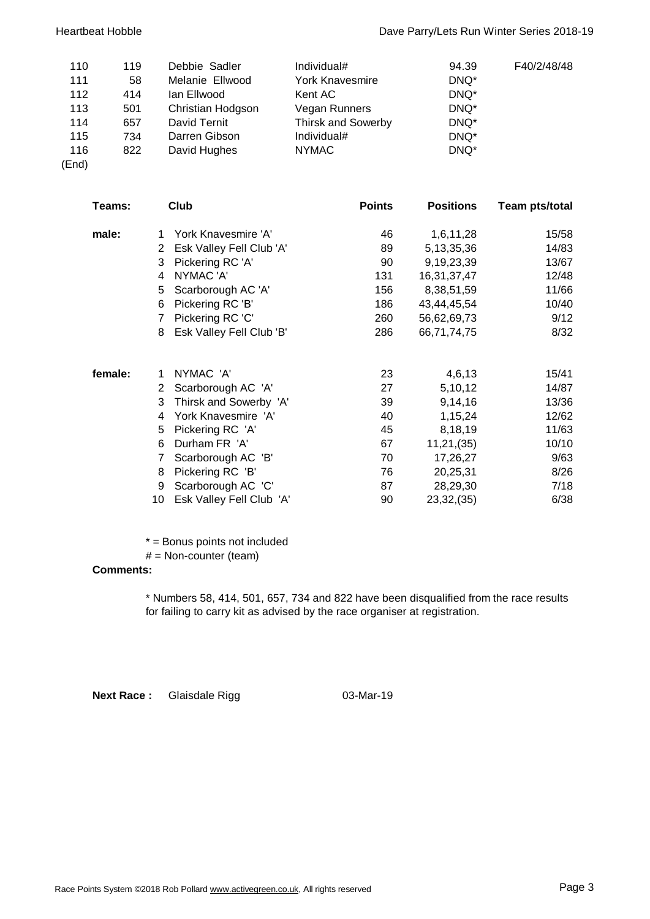| | | | | | |
|---|---|---|---|---|---|
| 110 | 119 | Debbie Sadler | Individual# | 94.39 | F40/2/48/48 |
| 111 | 58 | Melanie Ellwood | York Knavesmire | DNQ* | |
| 112 | 414 | Ian Ellwood | Kent AC | DNQ* | |
| 113 | 501 | Christian Hodgson | Vegan Runners | DNQ* | |
| 114 | 657 | David Ternit | Thirsk and Sowerby | DNQ* | |
| 115 | 734 | Darren Gibson | Individual# | DNQ* | |
| 116 | 822 | David Hughes | NYMAC | DNQ* | |

(End)

| Teams: | | Club | Points | Positions | Team pts/total |
|---|---|---|---|---|---|
| male: | 1 | York Knavesmire 'A' | 46 | 1,6,11,28 | 15/58 |
| | 2 | Esk Valley Fell Club 'A' | 89 | 5,13,35,36 | 14/83 |
| | 3 | Pickering RC 'A' | 90 | 9,19,23,39 | 13/67 |
| | 4 | NYMAC 'A' | 131 | 16,31,37,47 | 12/48 |
| | 5 | Scarborough AC 'A' | 156 | 8,38,51,59 | 11/66 |
| | 6 | Pickering RC 'B' | 186 | 43,44,45,54 | 10/40 |
| | 7 | Pickering RC 'C' | 260 | 56,62,69,73 | 9/12 |
| | 8 | Esk Valley Fell Club 'B' | 286 | 66,71,74,75 | 8/32 |
| female: | 1 | NYMAC 'A' | 23 | 4,6,13 | 15/41 |
| | 2 | Scarborough AC 'A' | 27 | 5,10,12 | 14/87 |
| | 3 | Thirsk and Sowerby 'A' | 39 | 9,14,16 | 13/36 |
| | 4 | York Knavesmire 'A' | 40 | 1,15,24 | 12/62 |
| | 5 | Pickering RC 'A' | 45 | 8,18,19 | 11/63 |
| | 6 | Durham FR 'A' | 67 | 11,21,(35) | 10/10 |
| | 7 | Scarborough AC 'B' | 70 | 17,26,27 | 9/63 |
| | 8 | Pickering RC 'B' | 76 | 20,25,31 | 8/26 |
| | 9 | Scarborough AC 'C' | 87 | 28,29,30 | 7/18 |
| | 10 | Esk Valley Fell Club 'A' | 90 | 23,32,(35) | 6/38 |

* = Bonus points not included
# = Non-counter (team)

**Comments:**

* Numbers 58, 414, 501, 657, 734 and 822 have been disqualified from the race results for failing to carry kit as advised by the race organiser at registration.

**Next Race :** Glaisdale Rigg 03-Mar-19